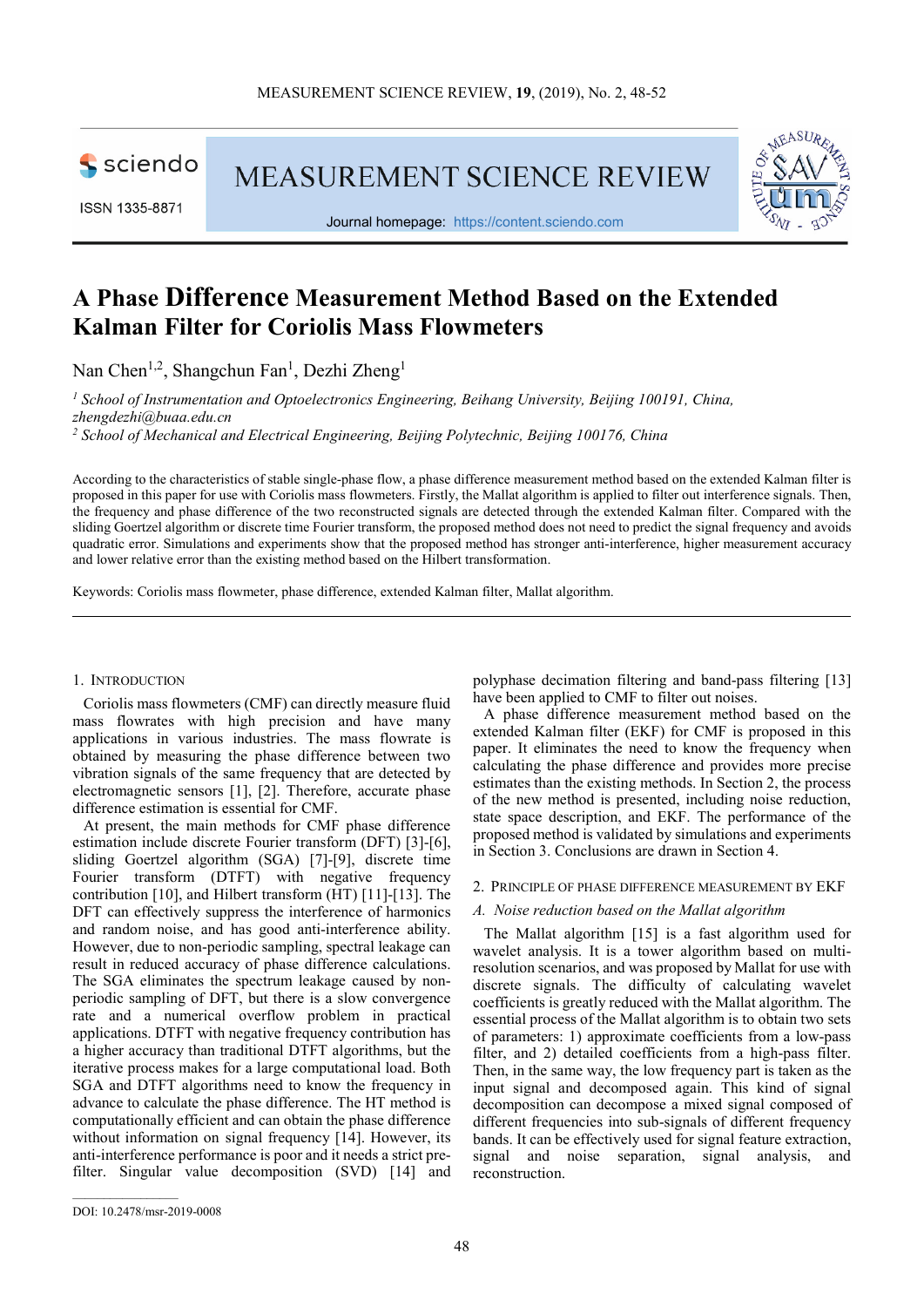# A Phase Difference Measurement Method Based on the Extended Kalman Filter for Coriolis Mass Flowmeters

Nan Chen[1,2], Shangchun Fan[1], Dezhi Zheng[1]

[1] *School of Instrumentation and Optoelectronics Engineering, Beihang University, Beijing 100191, China, zhengdezhi@buaa.edu.cn*

[2] *School of Mechanical and Electrical Engineering, Beijing Polytechnic, Beijing 100176, China*

According to the characteristics of stable single-phase flow, a phase difference measurement method based on the extended Kalman filter is proposed in this paper for use with Coriolis mass flowmeters. Firstly, the Mallat algorithm is applied to filter out interference signals. Then, the frequency and phase difference of the two reconstructed signals are detected through the extended Kalman filter. Compared with the sliding Goertzel algorithm or discrete time Fourier transform, the proposed method does not need to predict the signal frequency and avoids quadratic error. Simulations and experiments show that the proposed method has stronger anti-interference, higher measurement accuracy and lower relative error than the existing method based on the Hilbert transformation.

Keywords: Coriolis mass flowmeter, phase difference, extended Kalman filter, Mallat algorithm.

## 1. Introduction

Coriolis mass flowmeters (CMF) can directly measure fluid mass flowrates with high precision and have many applications in various industries. The mass flowrate is obtained by measuring the phase difference between two vibration signals of the same frequency that are detected by electromagnetic sensors [1], [2]. Therefore, accurate phase difference estimation is essential for CMF.

At present, the main methods for CMF phase difference estimation include discrete Fourier transform (DFT) [3]-[6], sliding Goertzel algorithm (SGA) [7]-[9], discrete time Fourier transform (DTFT) with negative frequency contribution [10], and Hilbert transform (HT) [11]-[13]. The DFT can effectively suppress the interference of harmonics and random noise, and has good anti-interference ability. However, due to non-periodic sampling, spectral leakage can result in reduced accuracy of phase difference calculations. The SGA eliminates the spectrum leakage caused by non-periodic sampling of DFT, but there is a slow convergence rate and a numerical overflow problem in practical applications. DTFT with negative frequency contribution has a higher accuracy than traditional DTFT algorithms, but the iterative process makes for a large computational load. Both SGA and DTFT algorithms need to know the frequency in advance to calculate the phase difference. The HT method is computationally efficient and can obtain the phase difference without information on signal frequency [14]. However, its anti-interference performance is poor and it needs a strict pre-filter. Singular value decomposition (SVD) [14] and polyphase decimation filtering and band-pass filtering [13] have been applied to CMF to filter out noises.

A phase difference measurement method based on the extended Kalman filter (EKF) for CMF is proposed in this paper. It eliminates the need to know the frequency when calculating the phase difference and provides more precise estimates than the existing methods. In Section 2, the process of the new method is presented, including noise reduction, state space description, and EKF. The performance of the proposed method is validated by simulations and experiments in Section 3. Conclusions are drawn in Section 4.

## 2. Principle of Phase Difference Measurement by EKF

### *A. Noise reduction based on the Mallat algorithm*

The Mallat algorithm [15] is a fast algorithm used for wavelet analysis. It is a tower algorithm based on multi-resolution scenarios, and was proposed by Mallat for use with discrete signals. The difficulty of calculating wavelet coefficients is greatly reduced with the Mallat algorithm. The essential process of the Mallat algorithm is to obtain two sets of parameters: 1) approximate coefficients from a low-pass filter, and 2) detailed coefficients from a high-pass filter. Then, in the same way, the low frequency part is taken as the input signal and decomposed again. This kind of signal decomposition can decompose a mixed signal composed of different frequencies into sub-signals of different frequency bands. It can be effectively used for signal feature extraction, signal and noise separation, signal analysis, and reconstruction.

DOI: 10.2478/msr-2019-0008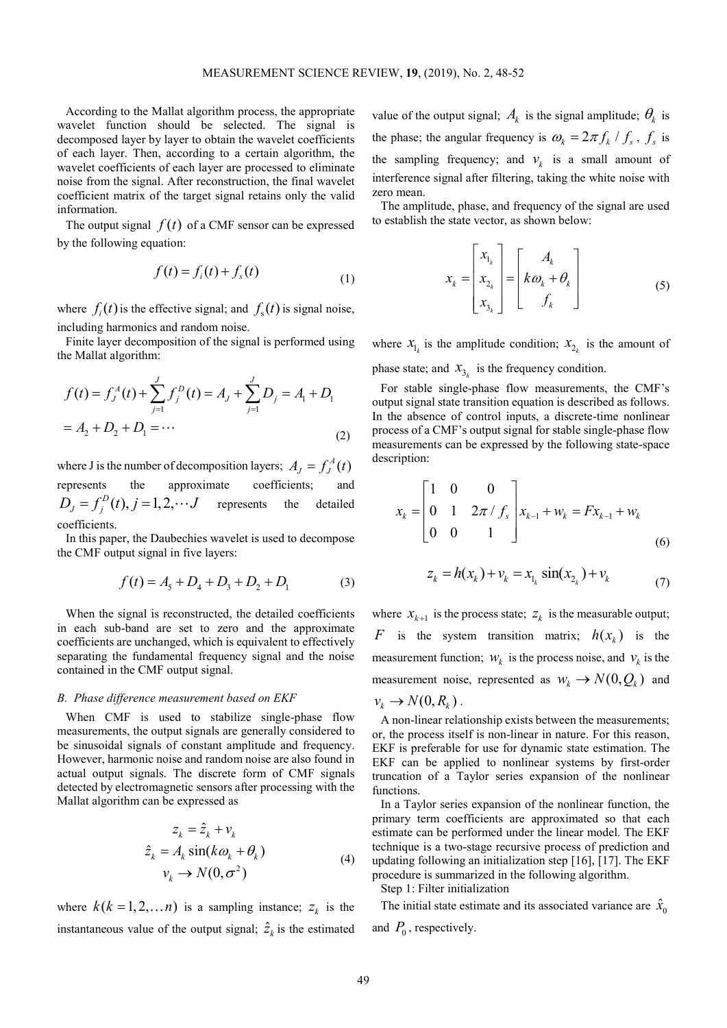According to the Mallat algorithm process, the appropriate wavelet function should be selected. The signal is decomposed layer by layer to obtain the wavelet coefficients of each layer. Then, according to a certain algorithm, the wavelet coefficients of each layer are processed to eliminate noise from the signal. After reconstruction, the final wavelet coefficient matrix of the target signal retains only the valid information.

The output signal $f(t)$ of a CMF sensor can be expressed by the following equation:

$$f(t) = f_i(t) + f_s(t) \tag{1}$$

where $f_i(t)$ is the effective signal; and $f_s(t)$ is signal noise, including harmonics and random noise.

Finite layer decomposition of the signal is performed using the Mallat algorithm:

$$\begin{aligned} f(t) &= f_J^A(t) + \sum_{j=1}^{J} f_j^D(t) = A_J + \sum_{j=1}^{J} D_j = A_1 + D_1 \\ &= A_2 + D_2 + D_1 = \cdots \end{aligned} \tag{2}$$

where J is the number of decomposition layers; $A_J = f_J^A(t)$ represents the approximate coefficients; and $D_J = f_j^D(t), j = 1,2,\cdots J$ represents the detailed coefficients.

In this paper, the Daubechies wavelet is used to decompose the CMF output signal in five layers:

$$f(t) = A_5 + D_4 + D_3 + D_2 + D_1 \tag{3}$$

When the signal is reconstructed, the detailed coefficients in each sub-band are set to zero and the approximate coefficients are unchanged, which is equivalent to effectively separating the fundamental frequency signal and the noise contained in the CMF output signal.

### *B. Phase difference measurement based on EKF*

When CMF is used to stabilize single-phase flow measurements, the output signals are generally considered to be sinusoidal signals of constant amplitude and frequency. However, harmonic noise and random noise are also found in actual output signals. The discrete form of CMF signals detected by electromagnetic sensors after processing with the Mallat algorithm can be expressed as

$$\begin{aligned} z_k &= \hat{z}_k + v_k \\ \hat{z}_k &= A_k \sin(k\omega_k + \theta_k) \\ v_k &\to N(0, \sigma^2) \end{aligned} \tag{4}$$

where $k(k = 1,2,\ldots n)$ is a sampling instance; $z_k$ is the instantaneous value of the output signal; $\hat{z}_k$ is the estimated value of the output signal; $A_k$ is the signal amplitude; $\theta_k$ is the phase; the angular frequency is $\omega_k = 2\pi f_k / f_s$, $f_s$ is the sampling frequency; and $v_k$ is a small amount of interference signal after filtering, taking the white noise with zero mean.

The amplitude, phase, and frequency of the signal are used to establish the state vector, as shown below:

$$x_k = \begin{bmatrix} x_{1_k} \\ x_{2_k} \\ x_{3_k} \end{bmatrix} = \begin{bmatrix} A_k \\ k\omega_k + \theta_k \\ f_k \end{bmatrix} \tag{5}$$

where $x_{1_k}$ is the amplitude condition; $x_{2_k}$ is the amount of phase state; and $x_{3_k}$ is the frequency condition.

For stable single-phase flow measurements, the CMF's output signal state transition equation is described as follows. In the absence of control inputs, a discrete-time nonlinear process of a CMF's output signal for stable single-phase flow measurements can be expressed by the following state-space description:

$$x_k = \begin{bmatrix} 1 & 0 & 0 \\ 0 & 1 & 2\pi / f_s \\ 0 & 0 & 1 \end{bmatrix} x_{k-1} + w_k = F x_{k-1} + w_k \tag{6}$$

$$z_k = h(x_k) + v_k = x_{1_k} \sin(x_{2_k}) + v_k \tag{7}$$

where $x_{k+1}$ is the process state; $z_k$ is the measurable output; $F$ is the system transition matrix; $h(x_k)$ is the measurement function; $w_k$ is the process noise, and $v_k$ is the measurement noise, represented as $w_k \to N(0, Q_k)$ and $v_k \to N(0, R_k)$.

A non-linear relationship exists between the measurements; or, the process itself is non-linear in nature. For this reason, EKF is preferable for use for dynamic state estimation. The EKF can be applied to nonlinear systems by first-order truncation of a Taylor series expansion of the nonlinear functions.

In a Taylor series expansion of the nonlinear function, the primary term coefficients are approximated so that each estimate can be performed under the linear model. The EKF technique is a two-stage recursive process of prediction and updating following an initialization step [16], [17]. The EKF procedure is summarized in the following algorithm.

Step 1: Filter initialization

The initial state estimate and its associated variance are $\hat{x}_0$ and $P_0$, respectively.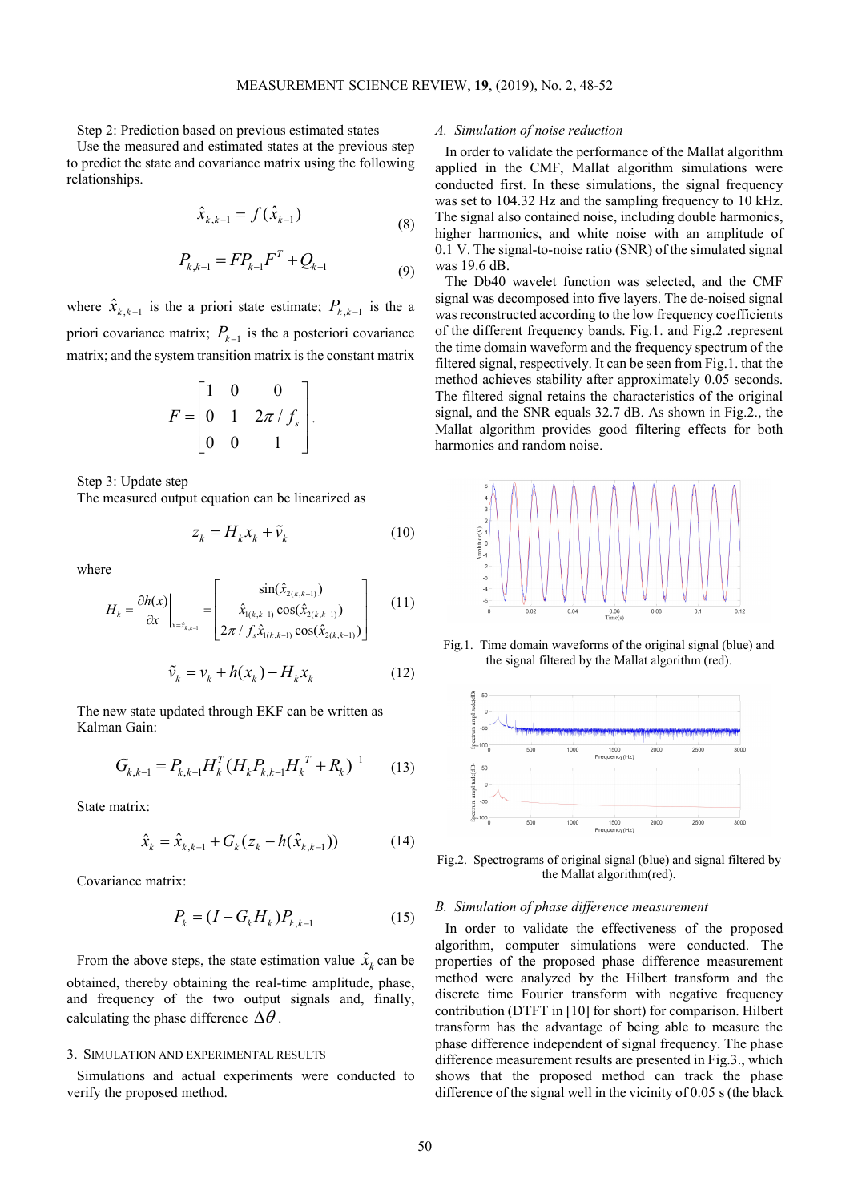Step 2: Prediction based on previous estimated states

Use the measured and estimated states at the previous step to predict the state and covariance matrix using the following relationships.

$$\hat{x}_{k,k-1} = f(\hat{x}_{k-1}) \tag{8}$$

$$P_{k,k-1} = FP_{k-1}F^T + Q_{k-1} \tag{9}$$

where $\hat{x}_{k,k-1}$ is the a priori state estimate; $P_{k,k-1}$ is the a priori covariance matrix; $P_{k-1}$ is the a posteriori covariance matrix; and the system transition matrix is the constant matrix

$$F = \begin{bmatrix} 1 & 0 & 0 \\ 0 & 1 & 2\pi / f_s \\ 0 & 0 & 1 \end{bmatrix}.$$

Step 3: Update step

The measured output equation can be linearized as

$$z_k = H_k x_k + \tilde{v}_k \tag{10}$$

where

$$H_k = \left.\frac{\partial h(x)}{\partial x}\right|_{x=\hat{x}_{k,k-1}} = \begin{bmatrix} \sin(\hat{x}_{2(k,k-1)}) \\ \hat{x}_{1(k,k-1)} \cos(\hat{x}_{2(k,k-1)}) \\ 2\pi / f_s \hat{x}_{1(k,k-1)} \cos(\hat{x}_{2(k,k-1)}) \end{bmatrix} \tag{11}$$

$$\tilde{v}_k = v_k + h(x_k) - H_k x_k \tag{12}$$

The new state updated through EKF can be written as Kalman Gain:

$$G_{k,k-1} = P_{k,k-1} H_k^T (H_k P_{k,k-1} H_k^T + R_k)^{-1} \tag{13}$$

State matrix:

$$\hat{x}_k = \hat{x}_{k,k-1} + G_k (z_k - h(\hat{x}_{k,k-1})) \tag{14}$$

Covariance matrix:

$$P_k = (I - G_k H_k) P_{k,k-1} \tag{15}$$

From the above steps, the state estimation value $\hat{x}_k$ can be obtained, thereby obtaining the real-time amplitude, phase, and frequency of the two output signals and, finally, calculating the phase difference $\Delta\theta$.

## 3. Simulation and experimental results

Simulations and actual experiments were conducted to verify the proposed method.

### A. Simulation of noise reduction

In order to validate the performance of the Mallat algorithm applied in the CMF, Mallat algorithm simulations were conducted first. In these simulations, the signal frequency was set to 104.32 Hz and the sampling frequency to 10 kHz. The signal also contained noise, including double harmonics, higher harmonics, and white noise with an amplitude of 0.1 V. The signal-to-noise ratio (SNR) of the simulated signal was 19.6 dB.

The Db40 wavelet function was selected, and the CMF signal was decomposed into five layers. The de-noised signal was reconstructed according to the low frequency coefficients of the different frequency bands. Fig.1. and Fig.2 .represent the time domain waveform and the frequency spectrum of the filtered signal, respectively. It can be seen from Fig.1. that the method achieves stability after approximately 0.05 seconds. The filtered signal retains the characteristics of the original signal, and the SNR equals 32.7 dB. As shown in Fig.2., the Mallat algorithm provides good filtering effects for both harmonics and random noise.

Fig.1. Time domain waveforms of the original signal (blue) and the signal filtered by the Mallat algorithm (red).

Fig.2. Spectrograms of original signal (blue) and signal filtered by the Mallat algorithm(red).

### B. Simulation of phase difference measurement

In order to validate the effectiveness of the proposed algorithm, computer simulations were conducted. The properties of the proposed phase difference measurement method were analyzed by the Hilbert transform and the discrete time Fourier transform with negative frequency contribution (DTFT in [10] for short) for comparison. Hilbert transform has the advantage of being able to measure the phase difference independent of signal frequency. The phase difference measurement results are presented in Fig.3., which shows that the proposed method can track the phase difference of the signal well in the vicinity of 0.05 s (the black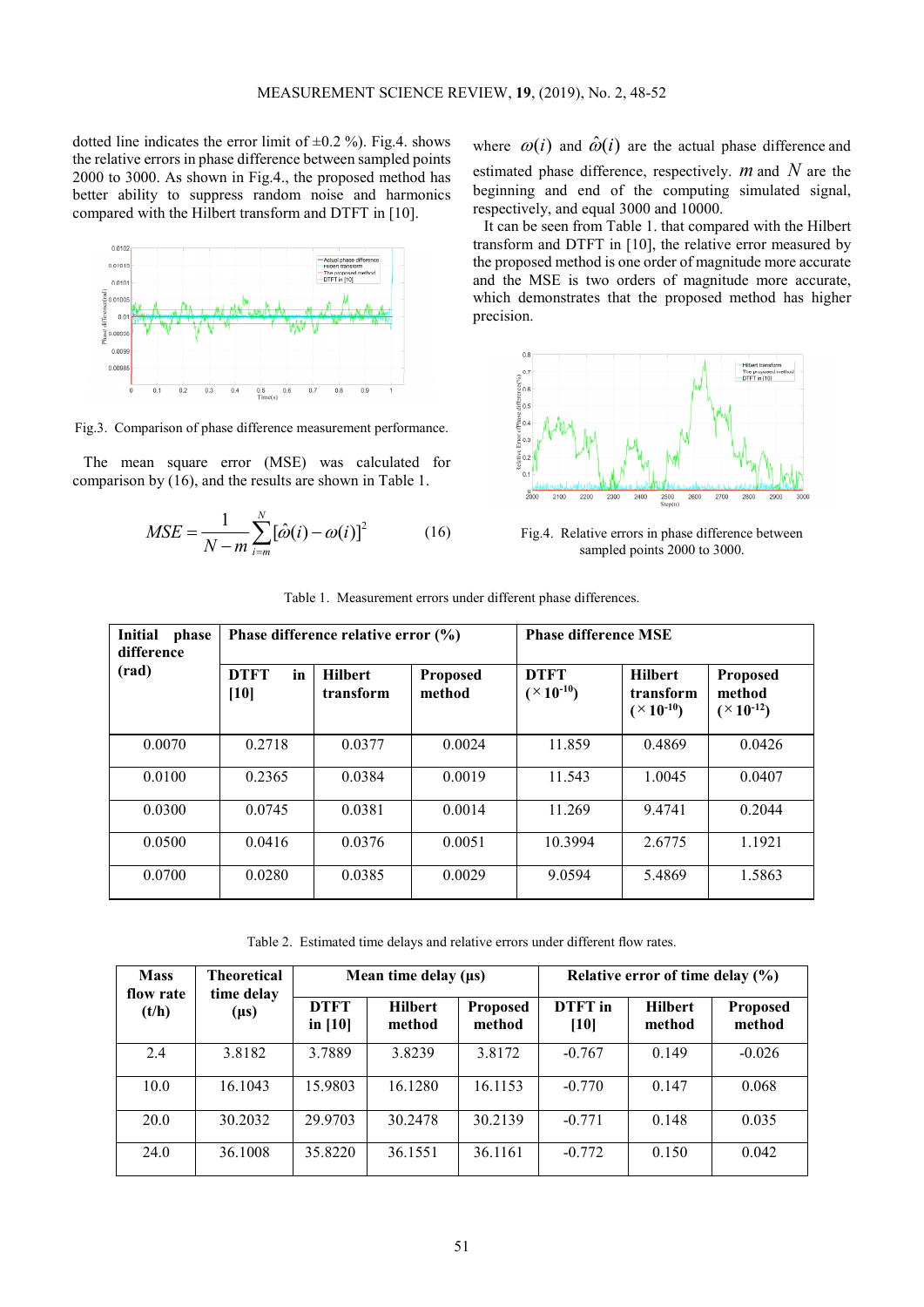dotted line indicates the error limit of ±0.2 %). Fig.4. shows the relative errors in phase difference between sampled points 2000 to 3000. As shown in Fig.4., the proposed method has better ability to suppress random noise and harmonics compared with the Hilbert transform and DTFT in [10].

Fig.3. Comparison of phase difference measurement performance.

The mean square error (MSE) was calculated for comparison by (16), and the results are shown in Table 1.

$$MSE = \frac{1}{N-m}\sum_{i=m}^{N}[\hat{\omega}(i)-\omega(i)]^2 \qquad (16)$$

where $\omega(i)$ and $\hat{\omega}(i)$ are the actual phase difference and estimated phase difference, respectively. $m$ and $N$ are the beginning and end of the computing simulated signal, respectively, and equal 3000 and 10000.

It can be seen from Table 1. that compared with the Hilbert transform and DTFT in [10], the relative error measured by the proposed method is one order of magnitude more accurate and the MSE is two orders of magnitude more accurate, which demonstrates that the proposed method has higher precision.

Fig.4. Relative errors in phase difference between sampled points 2000 to 3000.

Table 1. Measurement errors under different phase differences.

| Initial phase difference (rad) | Phase difference relative error (%) | | | Phase difference MSE | | |
|---|---|---|---|---|---|---|
| | DTFT in [10] | Hilbert transform | Proposed method | DTFT ($\times 10^{-10}$) | Hilbert transform ($\times 10^{-10}$) | Proposed method ($\times 10^{-12}$) |
| 0.0070 | 0.2718 | 0.0377 | 0.0024 | 11.859 | 0.4869 | 0.0426 |
| 0.0100 | 0.2365 | 0.0384 | 0.0019 | 11.543 | 1.0045 | 0.0407 |
| 0.0300 | 0.0745 | 0.0381 | 0.0014 | 11.269 | 9.4741 | 0.2044 |
| 0.0500 | 0.0416 | 0.0376 | 0.0051 | 10.3994 | 2.6775 | 1.1921 |
| 0.0700 | 0.0280 | 0.0385 | 0.0029 | 9.0594 | 5.4869 | 1.5863 |

Table 2. Estimated time delays and relative errors under different flow rates.

| Mass flow rate (t/h) | Theoretical time delay (μs) | Mean time delay (μs) | | | Relative error of time delay (%) | | |
|---|---|---|---|---|---|---|---|
| | | DTFT in [10] | Hilbert method | Proposed method | DTFT in [10] | Hilbert method | Proposed method |
| 2.4 | 3.8182 | 3.7889 | 3.8239 | 3.8172 | -0.767 | 0.149 | -0.026 |
| 10.0 | 16.1043 | 15.9803 | 16.1280 | 16.1153 | -0.770 | 0.147 | 0.068 |
| 20.0 | 30.2032 | 29.9703 | 30.2478 | 30.2139 | -0.771 | 0.148 | 0.035 |
| 24.0 | 36.1008 | 35.8220 | 36.1551 | 36.1161 | -0.772 | 0.150 | 0.042 |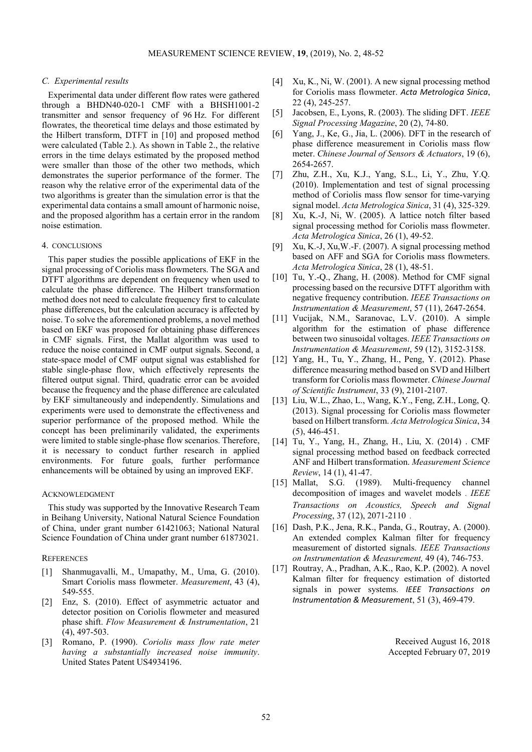### C. Experimental results

Experimental data under different flow rates were gathered through a BHDN40-020-1 CMF with a BHSH1001-2 transmitter and sensor frequency of 96 Hz. For different flowrates, the theoretical time delays and those estimated by the Hilbert transform, DTFT in [10] and proposed method were calculated (Table 2.). As shown in Table 2., the relative errors in the time delays estimated by the proposed method were smaller than those of the other two methods, which demonstrates the superior performance of the former. The reason why the relative error of the experimental data of the two algorithms is greater than the simulation error is that the experimental data contains a small amount of harmonic noise, and the proposed algorithm has a certain error in the random noise estimation.

## 4. CONCLUSIONS

This paper studies the possible applications of EKF in the signal processing of Coriolis mass flowmeters. The SGA and DTFT algorithms are dependent on frequency when used to calculate the phase difference. The Hilbert transformation method does not need to calculate frequency first to calculate phase differences, but the calculation accuracy is affected by noise. To solve the aforementioned problems, a novel method based on EKF was proposed for obtaining phase differences in CMF signals. First, the Mallat algorithm was used to reduce the noise contained in CMF output signals. Second, a state-space model of CMF output signal was established for stable single-phase flow, which effectively represents the filtered output signal. Third, quadratic error can be avoided because the frequency and the phase difference are calculated by EKF simultaneously and independently. Simulations and experiments were used to demonstrate the effectiveness and superior performance of the proposed method. While the concept has been preliminarily validated, the experiments were limited to stable single-phase flow scenarios. Therefore, it is necessary to conduct further research in applied environments. For future goals, further performance enhancements will be obtained by using an improved EKF.

## ACKNOWLEDGMENT

This study was supported by the Innovative Research Team in Beihang University, National Natural Science Foundation of China, under grant number 61421063; National Natural Science Foundation of China under grant number 61873021.

## REFERENCES

[1] Shanmugavalli, M., Umapathy, M., Uma, G. (2010). Smart Coriolis mass flowmeter. *Measurement*, 43 (4), 549-555.

[2] Enz, S. (2010). Effect of asymmetric actuator and detector position on Coriolis flowmeter and measured phase shift. *Flow Measurement & Instrumentation*, 21 (4), 497-503.

[3] Romano, P. (1990). *Coriolis mass flow rate meter having a substantially increased noise immunity*. United States Patent US4934196.

[4] Xu, K., Ni, W. (2001). A new signal processing method for Coriolis mass flowmeter. *Acta Metrologica Sinica*, 22 (4), 245-257.

[5] Jacobsen, E., Lyons, R. (2003). The sliding DFT. *IEEE Signal Processing Magazine*, 20 (2), 74-80.

[6] Yang, J., Ke, G., Jia, L. (2006). DFT in the research of phase difference measurement in Coriolis mass flow meter. *Chinese Journal of Sensors & Actuators*, 19 (6), 2654-2657.

[7] Zhu, Z.H., Xu, K.J., Yang, S.L., Li, Y., Zhu, Y.Q. (2010). Implementation and test of signal processing method of Coriolis mass flow sensor for time-varying signal model. *Acta Metrologica Sinica*, 31 (4), 325-329.

[8] Xu, K.-J, Ni, W. (2005). A lattice notch filter based signal processing method for Coriolis mass flowmeter. *Acta Metrologica Sinica*, 26 (1), 49-52.

[9] Xu, K.-J, Xu,W.-F. (2007). A signal processing method based on AFF and SGA for Coriolis mass flowmeters. *Acta Metrologica Sinica*, 28 (1), 48-51.

[10] Tu, Y.-Q., Zhang, H. (2008). Method for CMF signal processing based on the recursive DTFT algorithm with negative frequency contribution. *IEEE Transactions on Instrumentation & Measurement*, 57 (11), 2647-2654.

[11] Vucijak, N.M., Saranovac, L.V. (2010). A simple algorithm for the estimation of phase difference between two sinusoidal voltages. *IEEE Transactions on Instrumentation & Measurement*, 59 (12), 3152-3158.

[12] Yang, H., Tu, Y., Zhang, H., Peng, Y. (2012). Phase difference measuring method based on SVD and Hilbert transform for Coriolis mass flowmeter. *Chinese Journal of Scientific Instrument*, 33 (9), 2101-2107.

[13] Liu, W.L., Zhao, L., Wang, K.Y., Feng, Z.H., Long, Q. (2013). Signal processing for Coriolis mass flowmeter based on Hilbert transform. *Acta Metrologica Sinica*, 34 (5), 446-451.

[14] Tu, Y., Yang, H., Zhang, H., Liu, X. (2014) . CMF signal processing method based on feedback corrected ANF and Hilbert transformation. *Measurement Science Review*, 14 (1), 41-47.

[15] Mallat, S.G. (1989). Multi-frequency channel decomposition of images and wavelet models . *IEEE Transactions on Acoustics, Speech and Signal Processing*, 37 (12), 2071-2110 .

[16] Dash, P.K., Jena, R.K., Panda, G., Routray, A. (2000). An extended complex Kalman filter for frequency measurement of distorted signals. *IEEE Transactions on Instrumentation & Measurement,* 49 (4), 746-753.

[17] Routray, A., Pradhan, A.K., Rao, K.P. (2002). A novel Kalman filter for frequency estimation of distorted signals in power systems. *IEEE Transactions on Instrumentation & Measurement*, 51 (3), 469-479.

Received August 16, 2018
Accepted February 07, 2019